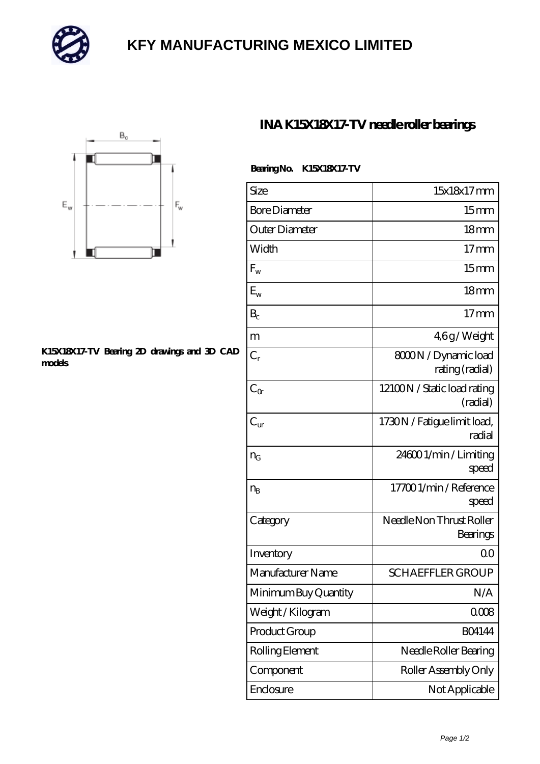# KFY MANUFACTURING MEXICO LIMITED

## INA K15X18X17-TV needle roller bearings

K15X18X17-TV Bearing 2D drawings and 3D CAD models

**Bearing No. K15X18X17-TV**

| Size | 15x18x17 mm |
|---|---|
| Bore Diameter | 15 mm |
| Outer Diameter | 18 mm |
| Width | 17 mm |
| $F_w$ | 15 mm |
| $E_w$ | 18 mm |
| $B_c$ | 17 mm |
| m | 4,6 g / Weight |
| $C_r$ | 8000 N / Dynamic load rating (radial) |
| $C_{0r}$ | 12100 N / Static load rating (radial) |
| $C_{ur}$ | 1730 N / Fatigue limit load, radial |
| $n_G$ | 24600 1/min / Limiting speed |
| $n_B$ | 17700 1/min / Reference speed |
| Category | Needle Non Thrust Roller Bearings |
| Inventory | 0.0 |
| Manufacturer Name | SCHAEFFLER GROUP |
| Minimum Buy Quantity | N/A |
| Weight / Kilogram | 0.008 |
| Product Group | B04144 |
| Rolling Element | Needle Roller Bearing |
| Component | Roller Assembly Only |
| Enclosure | Not Applicable |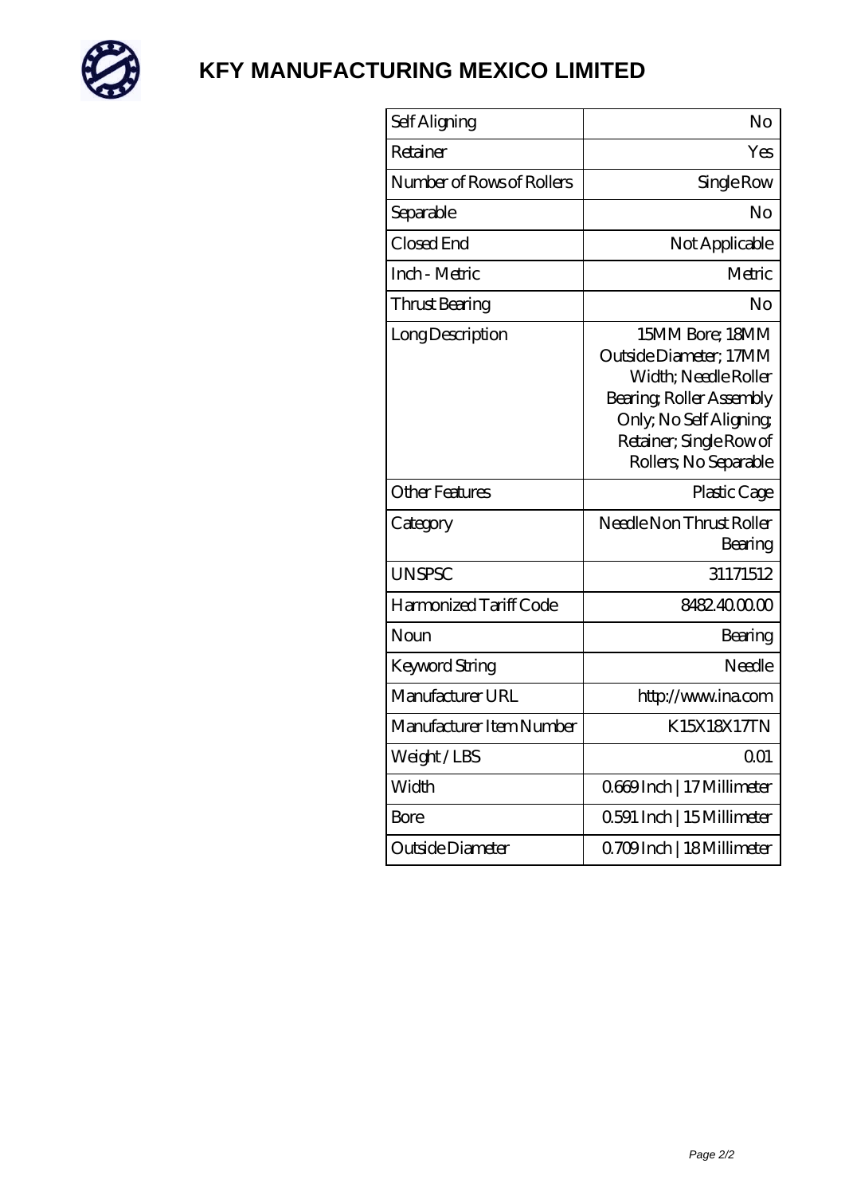# KFY MANUFACTURING MEXICO LIMITED

| | |
|---|---|
| Self Aligning | No |
| Retainer | Yes |
| Number of Rows of Rollers | Single Row |
| Separable | No |
| Closed End | Not Applicable |
| Inch - Metric | Metric |
| Thrust Bearing | No |
| Long Description | 15MM Bore; 18MM Outside Diameter; 17MM Width; Needle Roller Bearing; Roller Assembly Only; No Self Aligning; Retainer; Single Row of Rollers; No Separable |
| Other Features | Plastic Cage |
| Category | Needle Non Thrust Roller Bearing |
| UNSPSC | 31171512 |
| Harmonized Tariff Code | 8482.40.00.00 |
| Noun | Bearing |
| Keyword String | Needle |
| Manufacturer URL | http://www.ina.com |
| Manufacturer Item Number | K15X18X17TN |
| Weight / LBS | 0.01 |
| Width | 0.669 Inch \| 17 Millimeter |
| Bore | 0.591 Inch \| 15 Millimeter |
| Outside Diameter | 0.709 Inch \| 18 Millimeter |